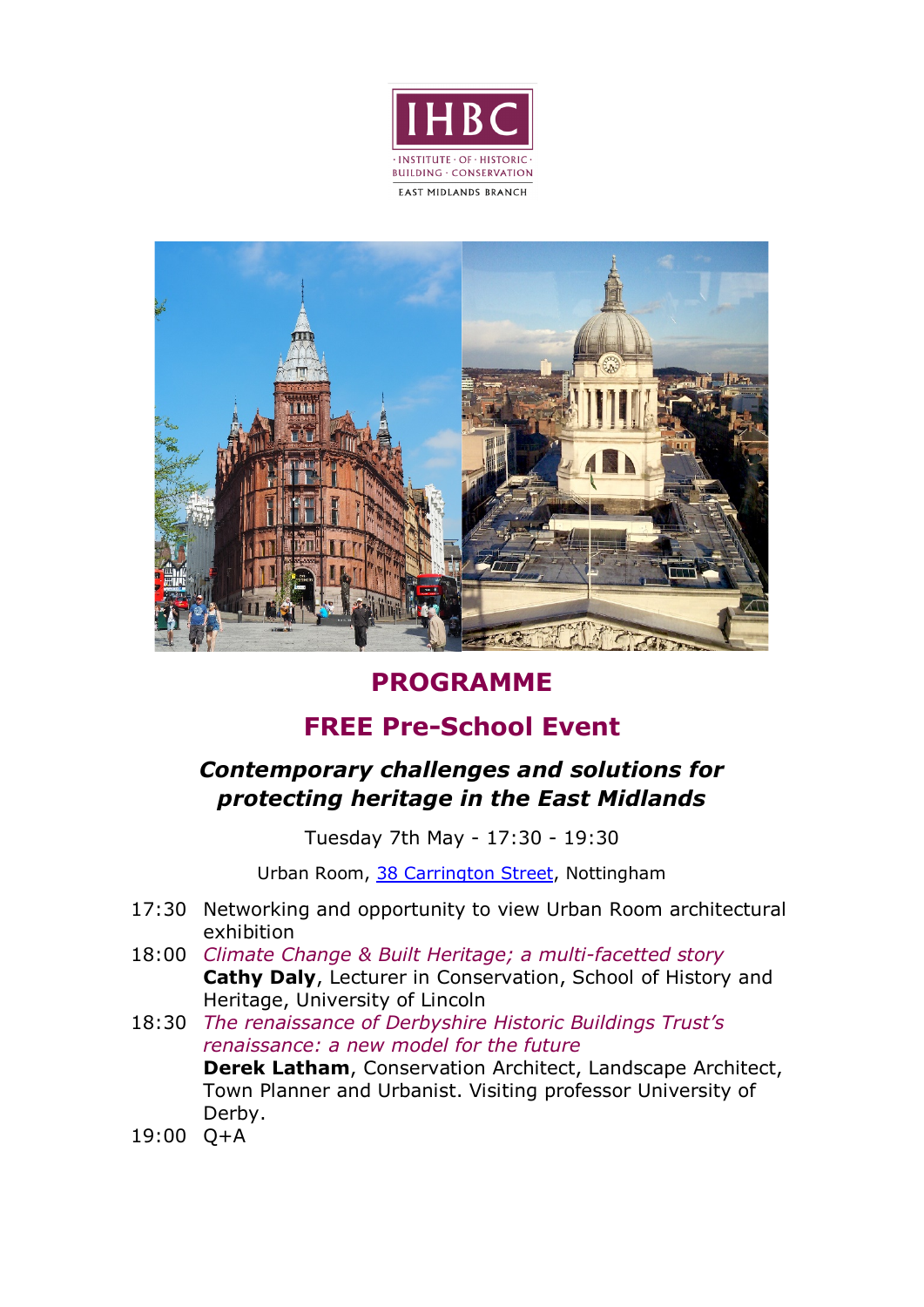IHBC

· INSTITUTE · OF · HISTORIC · BUILDING · CONSERVATION

EAST MIDLANDS BRANCH

# PROGRAMME

## FREE Pre-School Event

### *Contemporary challenges and solutions for protecting heritage in the East Midlands*

Tuesday 7th May - 17:30 - 19:30

Urban Room, [38 Carrington Street](), Nottingham

- 17:30 Networking and opportunity to view Urban Room architectural exhibition
- 18:00 *Climate Change & Built Heritage; a multi-facetted story*
  **Cathy Daly**, Lecturer in Conservation, School of History and Heritage, University of Lincoln
- 18:30 *The renaissance of Derbyshire Historic Buildings Trust's renaissance: a new model for the future*
  **Derek Latham**, Conservation Architect, Landscape Architect, Town Planner and Urbanist. Visiting professor University of Derby.
- 19:00 Q+A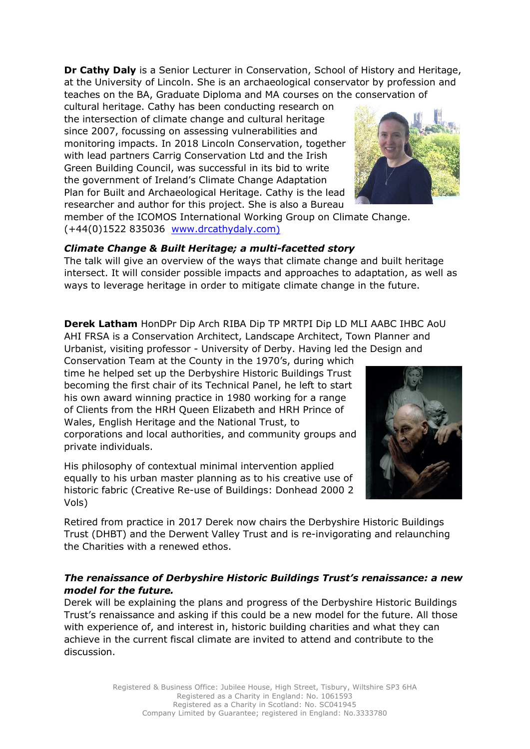**Dr Cathy Daly** is a Senior Lecturer in Conservation, School of History and Heritage, at the University of Lincoln. She is an archaeological conservator by profession and teaches on the BA, Graduate Diploma and MA courses on the conservation of cultural heritage. Cathy has been conducting research on the intersection of climate change and cultural heritage since 2007, focussing on assessing vulnerabilities and monitoring impacts. In 2018 Lincoln Conservation, together with lead partners Carrig Conservation Ltd and the Irish Green Building Council, was successful in its bid to write the government of Ireland's Climate Change Adaptation Plan for Built and Archaeological Heritage. Cathy is the lead researcher and author for this project. She is also a Bureau member of the ICOMOS International Working Group on Climate Change. (+44(0)1522 835036 www.drcathydaly.com)

***Climate Change & Built Heritage; a multi-facetted story***

The talk will give an overview of the ways that climate change and built heritage intersect. It will consider possible impacts and approaches to adaptation, as well as ways to leverage heritage in order to mitigate climate change in the future.

**Derek Latham** HonDPr Dip Arch RIBA Dip TP MRTPI Dip LD MLI AABC IHBC AoU AHI FRSA is a Conservation Architect, Landscape Architect, Town Planner and Urbanist, visiting professor - University of Derby. Having led the Design and Conservation Team at the County in the 1970's, during which time he helped set up the Derbyshire Historic Buildings Trust becoming the first chair of its Technical Panel, he left to start his own award winning practice in 1980 working for a range of Clients from the HRH Queen Elizabeth and HRH Prince of Wales, English Heritage and the National Trust, to corporations and local authorities, and community groups and private individuals.

His philosophy of contextual minimal intervention applied equally to his urban master planning as to his creative use of historic fabric (Creative Re-use of Buildings: Donhead 2000 2 Vols)

Retired from practice in 2017 Derek now chairs the Derbyshire Historic Buildings Trust (DHBT) and the Derwent Valley Trust and is re-invigorating and relaunching the Charities with a renewed ethos.

***The renaissance of Derbyshire Historic Buildings Trust's renaissance: a new model for the future.***

Derek will be explaining the plans and progress of the Derbyshire Historic Buildings Trust's renaissance and asking if this could be a new model for the future. All those with experience of, and interest in, historic building charities and what they can achieve in the current fiscal climate are invited to attend and contribute to the discussion.

Registered & Business Office: Jubilee House, High Street, Tisbury, Wiltshire SP3 6HA
Registered as a Charity in England: No. 1061593
Registered as a Charity in Scotland: No. SC041945
Company Limited by Guarantee; registered in England: No.3333780